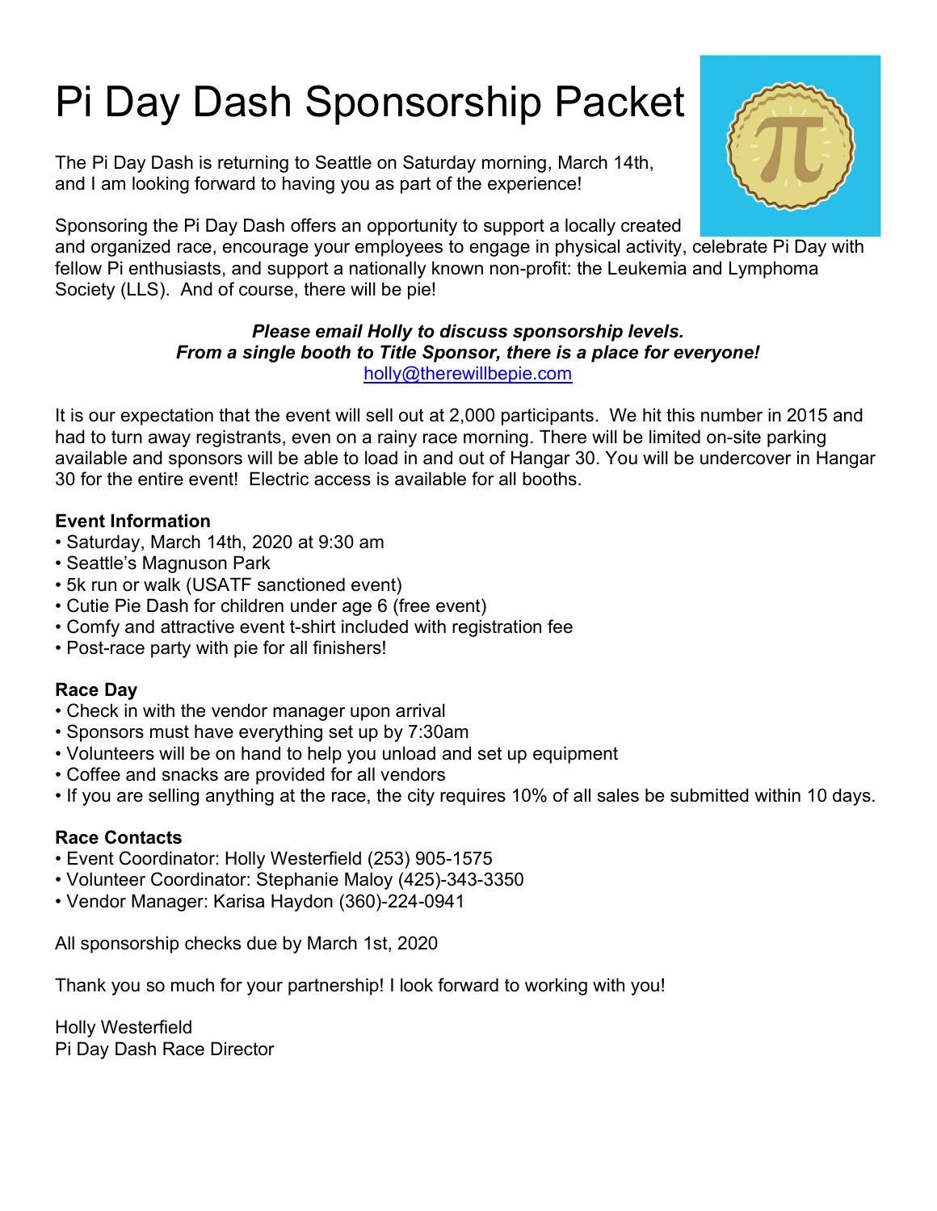# Pi Day Dash Sponsorship Packet

The Pi Day Dash is returning to Seattle on Saturday morning, March 14th, and I am looking forward to having you as part of the experience!

Sponsoring the Pi Day Dash offers an opportunity to support a locally created and organized race, encourage your employees to engage in physical activity, celebrate Pi Day with fellow Pi enthusiasts, and support a nationally known non-profit: the Leukemia and Lymphoma Society (LLS). And of course, there will be pie!

***Please email Holly to discuss sponsorship levels.***
***From a single booth to Title Sponsor, there is a place for everyone!***
holly@therewillbepie.com

It is our expectation that the event will sell out at 2,000 participants. We hit this number in 2015 and had to turn away registrants, even on a rainy race morning. There will be limited on-site parking available and sponsors will be able to load in and out of Hangar 30. You will be undercover in Hangar 30 for the entire event! Electric access is available for all booths.

**Event Information**

- Saturday, March 14th, 2020 at 9:30 am
- Seattle's Magnuson Park
- 5k run or walk (USATF sanctioned event)
- Cutie Pie Dash for children under age 6 (free event)
- Comfy and attractive event t-shirt included with registration fee
- Post-race party with pie for all finishers!

**Race Day**

- Check in with the vendor manager upon arrival
- Sponsors must have everything set up by 7:30am
- Volunteers will be on hand to help you unload and set up equipment
- Coffee and snacks are provided for all vendors
- If you are selling anything at the race, the city requires 10% of all sales be submitted within 10 days.

**Race Contacts**

- Event Coordinator: Holly Westerfield (253) 905-1575
- Volunteer Coordinator: Stephanie Maloy (425)-343-3350
- Vendor Manager: Karisa Haydon (360)-224-0941

All sponsorship checks due by March 1st, 2020

Thank you so much for your partnership! I look forward to working with you!

Holly Westerfield
Pi Day Dash Race Director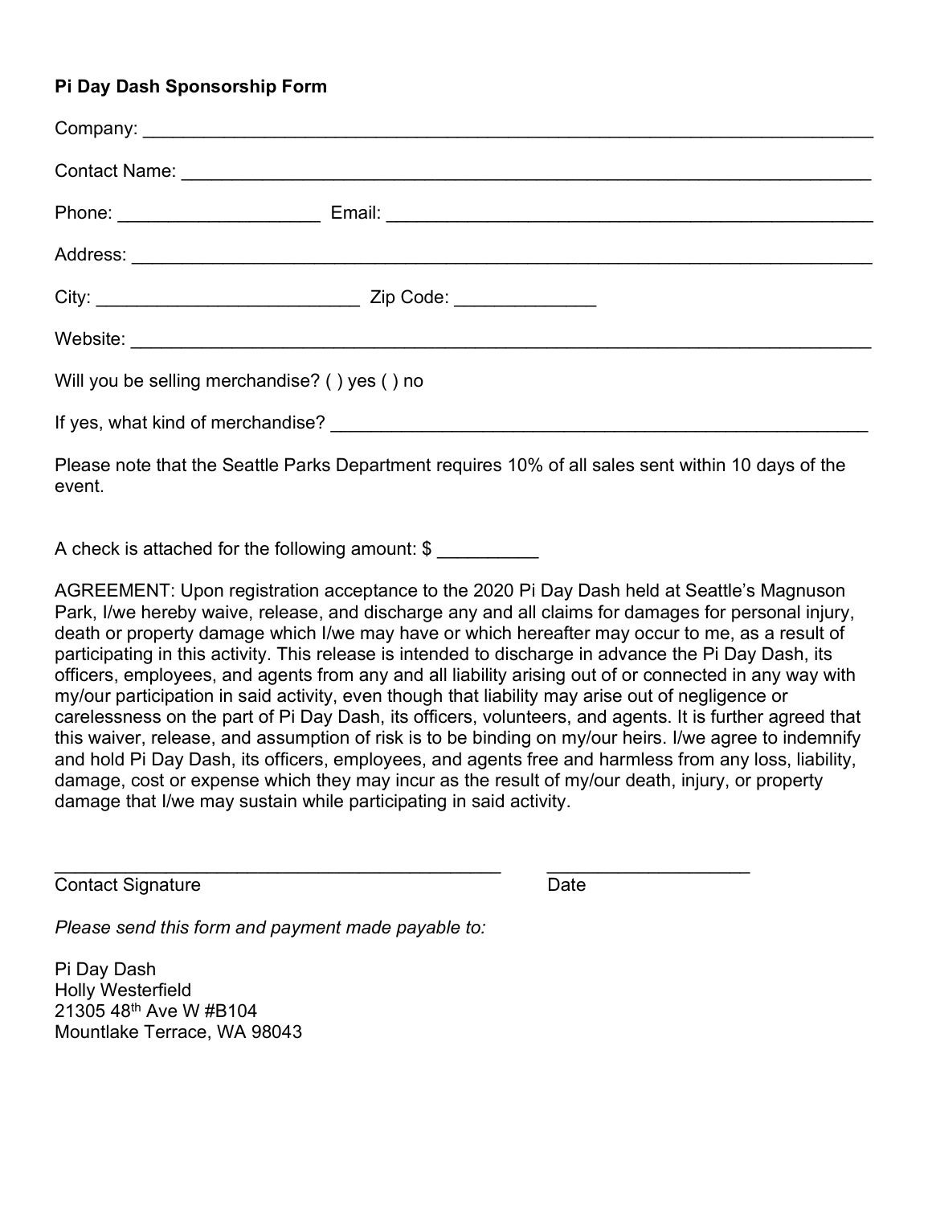**Pi Day Dash Sponsorship Form**

Company: ___________________________________________________________________________

Contact Name: ______________________________________________________________________

Phone: ____________________ Email: ___________________________________________________

Address: ___________________________________________________________________________

City: __________________________ Zip Code: ______________

Website: ___________________________________________________________________________

Will you be selling merchandise? ( ) yes ( ) no

If yes, what kind of merchandise? ________________________________________________________

Please note that the Seattle Parks Department requires 10% of all sales sent within 10 days of the event.

A check is attached for the following amount: $ __________

AGREEMENT: Upon registration acceptance to the 2020 Pi Day Dash held at Seattle's Magnuson Park, I/we hereby waive, release, and discharge any and all claims for damages for personal injury, death or property damage which I/we may have or which hereafter may occur to me, as a result of participating in this activity. This release is intended to discharge in advance the Pi Day Dash, its officers, employees, and agents from any and all liability arising out of or connected in any way with my/our participation in said activity, even though that liability may arise out of negligence or carelessness on the part of Pi Day Dash, its officers, volunteers, and agents. It is further agreed that this waiver, release, and assumption of risk is to be binding on my/our heirs. I/we agree to indemnify and hold Pi Day Dash, its officers, employees, and agents free and harmless from any loss, liability, damage, cost or expense which they may incur as the result of my/our death, injury, or property damage that I/we may sustain while participating in said activity.

______________________________________________ ____________________

Contact Signature Date

*Please send this form and payment made payable to:*

Pi Day Dash
Holly Westerfield
21305 48th Ave W #B104
Mountlake Terrace, WA 98043